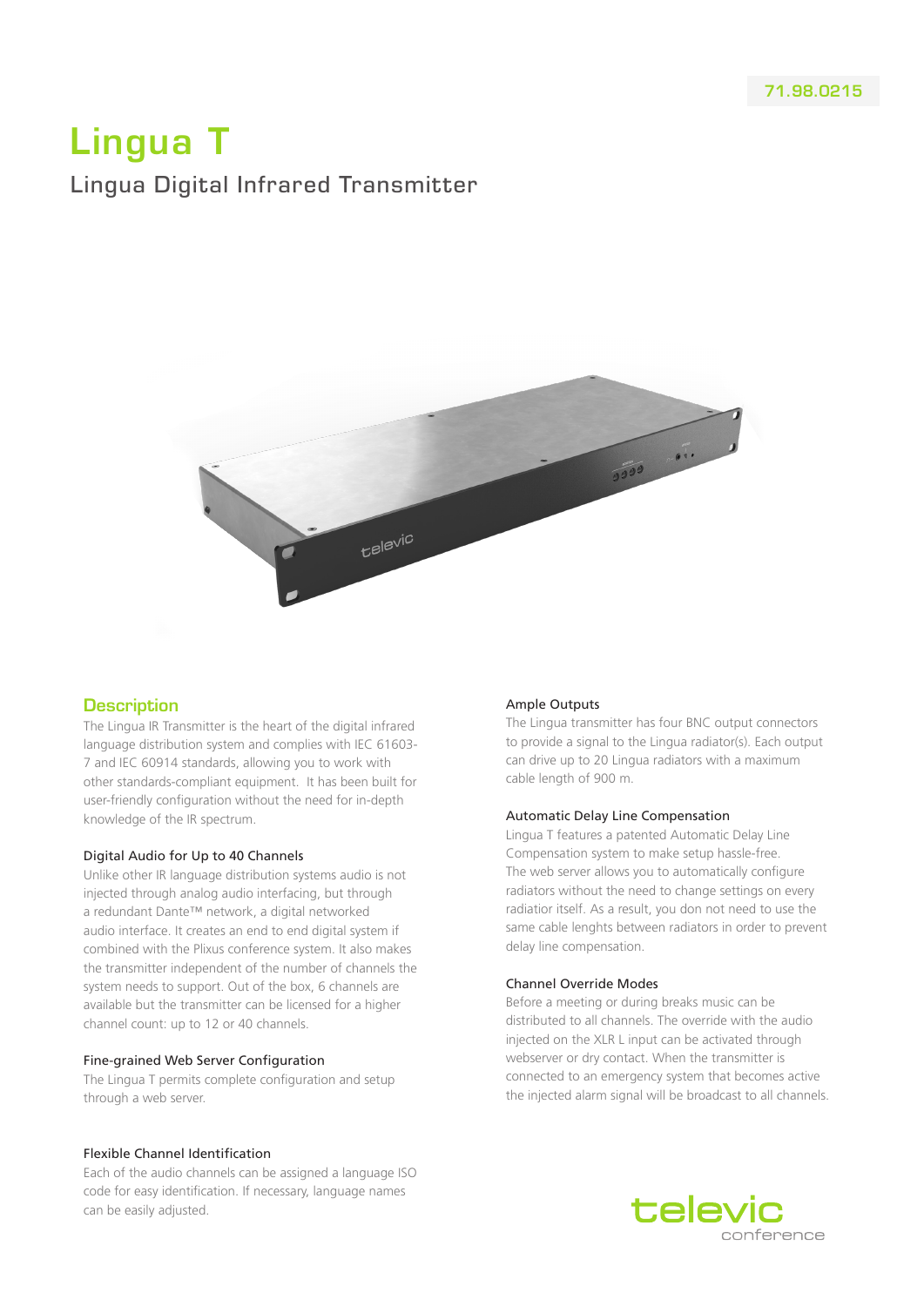71.98.0215

# Lingua T

## Lingua Digital Infrared Transmitter

## Description

The Lingua IR Transmitter is the heart of the digital infrared language distribution system and complies with IEC 61603-7 and IEC 60914 standards, allowing you to work with other standards-compliant equipment. It has been built for user-friendly configuration without the need for in-depth knowledge of the IR spectrum.

### Digital Audio for Up to 40 Channels

Unlike other IR language distribution systems audio is not injected through analog audio interfacing, but through a redundant Dante™ network, a digital networked audio interface. It creates an end to end digital system if combined with the Plixus conference system. It also makes the transmitter independent of the number of channels the system needs to support. Out of the box, 6 channels are available but the transmitter can be licensed for a higher channel count: up to 12 or 40 channels.

### Fine-grained Web Server Configuration

The Lingua T permits complete configuration and setup through a web server.

### Flexible Channel Identification

Each of the audio channels can be assigned a language ISO code for easy identification. If necessary, language names can be easily adjusted.

### Ample Outputs

The Lingua transmitter has four BNC output connectors to provide a signal to the Lingua radiator(s). Each output can drive up to 20 Lingua radiators with a maximum cable length of 900 m.

### Automatic Delay Line Compensation

Lingua T features a patented Automatic Delay Line Compensation system to make setup hassle-free. The web server allows you to automatically configure radiators without the need to change settings on every radiatior itself. As a result, you don not need to use the same cable lenghts between radiators in order to prevent delay line compensation.

### Channel Override Modes

Before a meeting or during breaks music can be distributed to all channels. The override with the audio injected on the XLR L input can be activated through webserver or dry contact. When the transmitter is connected to an emergency system that becomes active the injected alarm signal will be broadcast to all channels.

televic conference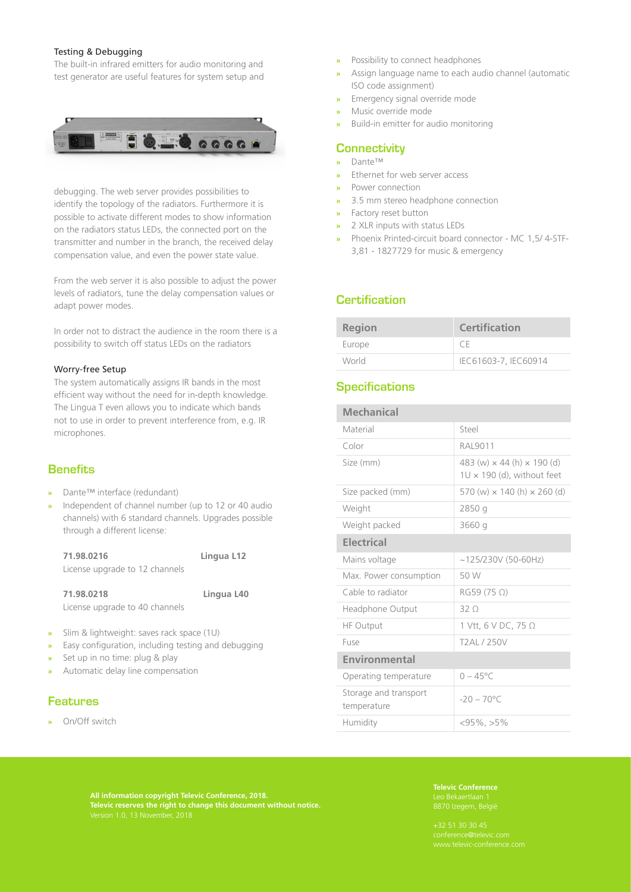### Testing & Debugging

The built-in infrared emitters for audio monitoring and test generator are useful features for system setup and debugging. The web server provides possibilities to identify the topology of the radiators. Furthermore it is possible to activate different modes to show information on the radiators status LEDs, the connected port on the transmitter and number in the branch, the received delay compensation value, and even the power state value.

From the web server it is also possible to adjust the power levels of radiators, tune the delay compensation values or adapt power modes.

In order not to distract the audience in the room there is a possibility to switch off status LEDs on the radiators

### Worry-free Setup

The system automatically assigns IR bands in the most efficient way without the need for in-depth knowledge. The Lingua T even allows you to indicate which bands not to use in order to prevent interference from, e.g. IR microphones.

## Benefits

- Dante™ interface (redundant)
- Independent of channel number (up to 12 or 40 audio channels) with 6 standard channels. Upgrades possible through a different license:

  **71.98.0216** **Lingua L12**
  License upgrade to 12 channels

  **71.98.0218** **Lingua L40**
  License upgrade to 40 channels

- Slim & lightweight: saves rack space (1U)
- Easy configuration, including testing and debugging
- Set up in no time: plug & play
- Automatic delay line compensation

## Features

- On/Off switch
- Possibility to connect headphones
- Assign language name to each audio channel (automatic ISO code assignment)
- Emergency signal override mode
- Music override mode
- Build-in emitter for audio monitoring

## Connectivity

- Dante™
- Ethernet for web server access
- Power connection
- 3.5 mm stereo headphone connection
- Factory reset button
- 2 XLR inputs with status LEDs
- Phoenix Printed-circuit board connector - MC 1,5/ 4-STF-3,81 - 1827729 for music & emergency

## Certification

| Region | Certification |
|---|---|
| Europe | CE |
| World | IEC61603-7, IEC60914 |

## Specifications

| Mechanical | |
|---|---|
| Material | Steel |
| Color | RAL9011 |
| Size (mm) | 483 (w) × 44 (h) × 190 (d) 1U × 190 (d), without feet |
| Size packed (mm) | 570 (w) × 140 (h) × 260 (d) |
| Weight | 2850 g |
| Weight packed | 3660 g |
| **Electrical** | |
| Mains voltage | ~125/230V (50-60Hz) |
| Max. Power consumption | 50 W |
| Cable to radiator | RG59 (75 Ω) |
| Headphone Output | 32 Ω |
| HF Output | 1 Vtt, 6 V DC, 75 Ω |
| Fuse | T2AL / 250V |
| **Environmental** | |
| Operating temperature | 0 – 45°C |
| Storage and transport temperature | -20 – 70°C |
| Humidity | <95%, >5% |

**All information copyright Televic Conference, 2018.**
**Televic reserves the right to change this document without notice.**
Version 1.0, 13 November, 2018

**Televic Conference**
Leo Bekaertlaan 1
8870 Izegem, België

+32 51 30 30 45
conference@televic.com
www.televic-conference.com